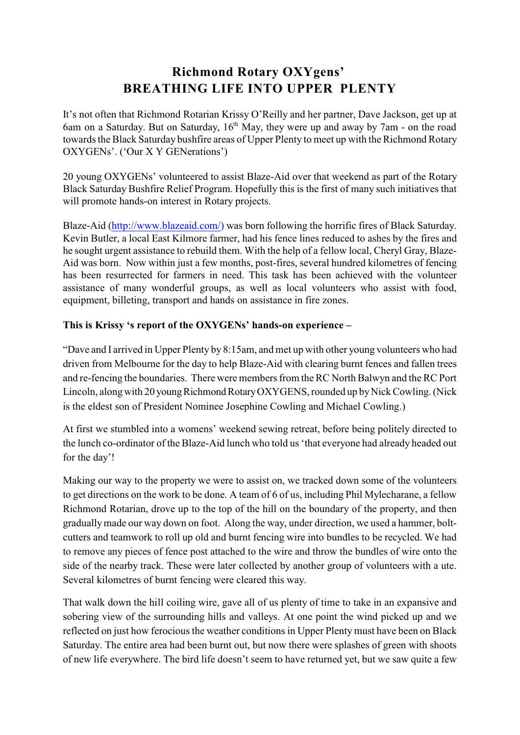# Richmond Rotary OXYgens'
# BREATHING LIFE INTO UPPER PLENTY

It's not often that Richmond Rotarian Krissy O'Reilly and her partner, Dave Jackson, get up at 6am on a Saturday. But on Saturday, 16th May, they were up and away by 7am - on the road towards the Black Saturday bushfire areas of Upper Plenty to meet up with the Richmond Rotary OXYGENs'. ('Our X Y GENerations')

20 young OXYGENs' volunteered to assist Blaze-Aid over that weekend as part of the Rotary Black Saturday Bushfire Relief Program. Hopefully this is the first of many such initiatives that will promote hands-on interest in Rotary projects.

Blaze-Aid (http://www.blazeaid.com/) was born following the horrific fires of Black Saturday. Kevin Butler, a local East Kilmore farmer, had his fence lines reduced to ashes by the fires and he sought urgent assistance to rebuild them. With the help of a fellow local, Cheryl Gray, Blaze-Aid was born. Now within just a few months, post-fires, several hundred kilometres of fencing has been resurrected for farmers in need. This task has been achieved with the volunteer assistance of many wonderful groups, as well as local volunteers who assist with food, equipment, billeting, transport and hands on assistance in fire zones.

**This is Krissy 's report of the OXYGENs' hands-on experience –**

"Dave and I arrived in Upper Plenty by 8:15am, and met up with other young volunteers who had driven from Melbourne for the day to help Blaze-Aid with clearing burnt fences and fallen trees and re-fencing the boundaries. There were members from the RC North Balwyn and the RC Port Lincoln, along with 20 young Richmond Rotary OXYGENS, rounded up by Nick Cowling. (Nick is the eldest son of President Nominee Josephine Cowling and Michael Cowling.)

At first we stumbled into a womens' weekend sewing retreat, before being politely directed to the lunch co-ordinator of the Blaze-Aid lunch who told us 'that everyone had already headed out for the day'!

Making our way to the property we were to assist on, we tracked down some of the volunteers to get directions on the work to be done. A team of 6 of us, including Phil Mylecharane, a fellow Richmond Rotarian, drove up to the top of the hill on the boundary of the property, and then gradually made our way down on foot. Along the way, under direction, we used a hammer, bolt-cutters and teamwork to roll up old and burnt fencing wire into bundles to be recycled. We had to remove any pieces of fence post attached to the wire and throw the bundles of wire onto the side of the nearby track. These were later collected by another group of volunteers with a ute. Several kilometres of burnt fencing were cleared this way.

That walk down the hill coiling wire, gave all of us plenty of time to take in an expansive and sobering view of the surrounding hills and valleys. At one point the wind picked up and we reflected on just how ferocious the weather conditions in Upper Plenty must have been on Black Saturday. The entire area had been burnt out, but now there were splashes of green with shoots of new life everywhere. The bird life doesn't seem to have returned yet, but we saw quite a few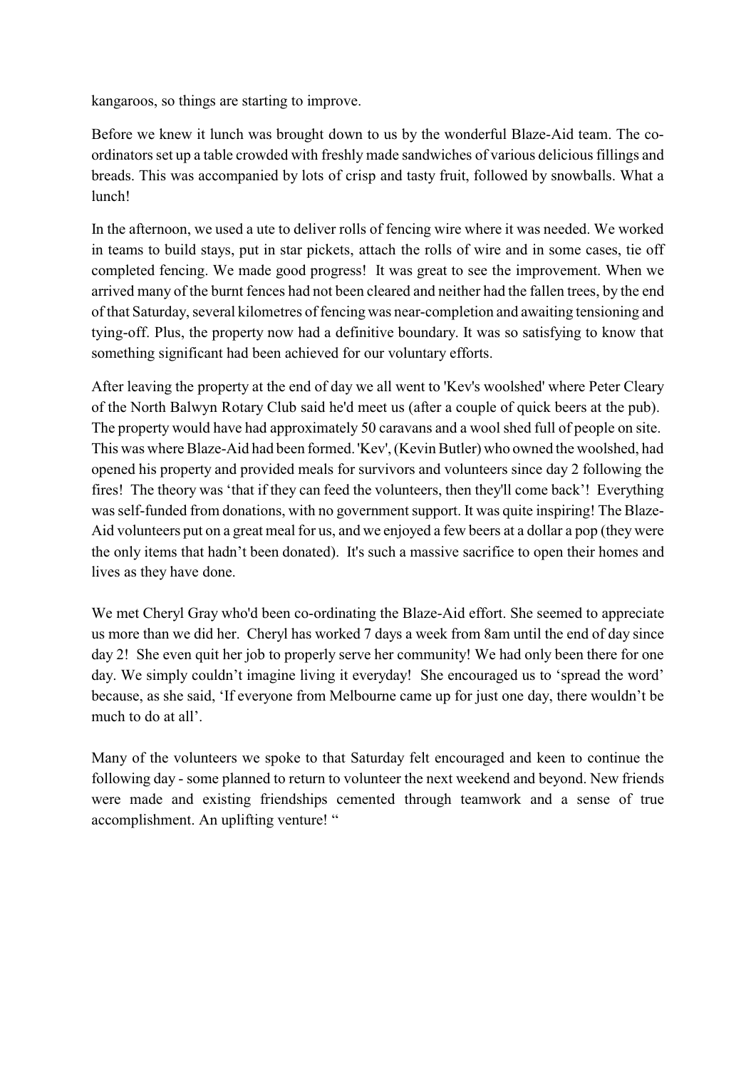kangaroos, so things are starting to improve.

Before we knew it lunch was brought down to us by the wonderful Blaze-Aid team. The co-ordinators set up a table crowded with freshly made sandwiches of various delicious fillings and breads. This was accompanied by lots of crisp and tasty fruit, followed by snowballs. What a lunch!

In the afternoon, we used a ute to deliver rolls of fencing wire where it was needed. We worked in teams to build stays, put in star pickets, attach the rolls of wire and in some cases, tie off completed fencing. We made good progress! It was great to see the improvement. When we arrived many of the burnt fences had not been cleared and neither had the fallen trees, by the end of that Saturday, several kilometres of fencing was near-completion and awaiting tensioning and tying-off. Plus, the property now had a definitive boundary. It was so satisfying to know that something significant had been achieved for our voluntary efforts.

After leaving the property at the end of day we all went to 'Kev's woolshed' where Peter Cleary of the North Balwyn Rotary Club said he'd meet us (after a couple of quick beers at the pub). The property would have had approximately 50 caravans and a wool shed full of people on site. This was where Blaze-Aid had been formed. 'Kev', (Kevin Butler) who owned the woolshed, had opened his property and provided meals for survivors and volunteers since day 2 following the fires! The theory was 'that if they can feed the volunteers, then they'll come back'! Everything was self-funded from donations, with no government support. It was quite inspiring! The Blaze-Aid volunteers put on a great meal for us, and we enjoyed a few beers at a dollar a pop (they were the only items that hadn't been donated). It's such a massive sacrifice to open their homes and lives as they have done.

We met Cheryl Gray who'd been co-ordinating the Blaze-Aid effort. She seemed to appreciate us more than we did her. Cheryl has worked 7 days a week from 8am until the end of day since day 2! She even quit her job to properly serve her community! We had only been there for one day. We simply couldn't imagine living it everyday! She encouraged us to 'spread the word' because, as she said, 'If everyone from Melbourne came up for just one day, there wouldn't be much to do at all'.

Many of the volunteers we spoke to that Saturday felt encouraged and keen to continue the following day - some planned to return to volunteer the next weekend and beyond. New friends were made and existing friendships cemented through teamwork and a sense of true accomplishment. An uplifting venture! "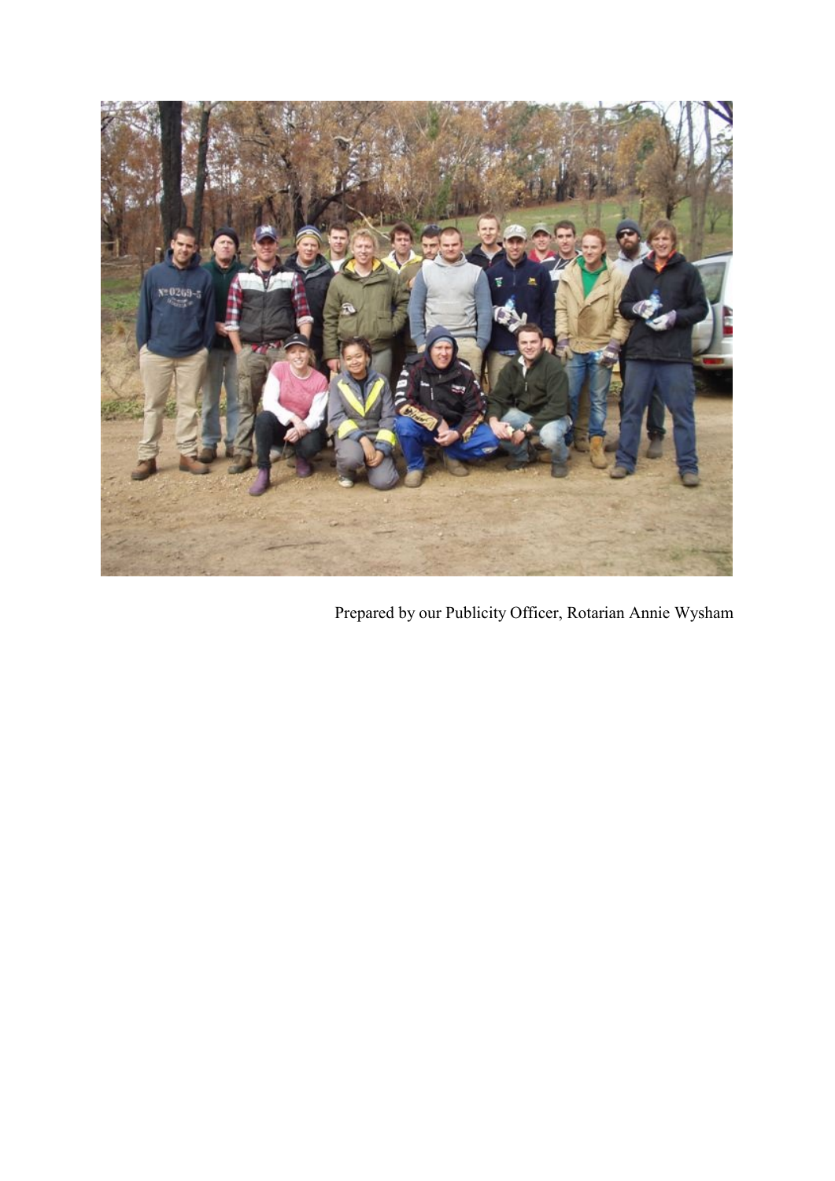Prepared by our Publicity Officer, Rotarian Annie Wysham